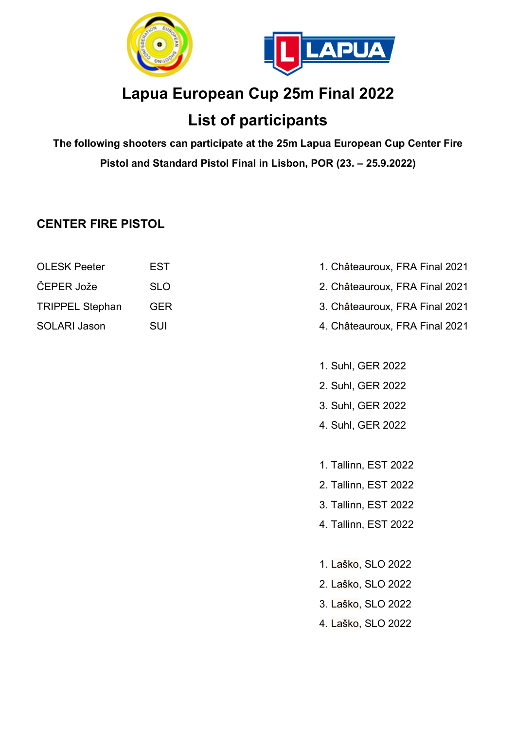# Lapua European Cup 25m Final 2022

## List of participants

**The following shooters can participate at the 25m Lapua European Cup Center Fire Pistol and Standard Pistol Final in Lisbon, POR (23. – 25.9.2022)**

### CENTER FIRE PISTOL

| Name | Nation | Qualification |
|---|---|---|
| OLESK Peeter | EST | 1. Châteauroux, FRA Final 2021 |
| ČEPER Jože | SLO | 2. Châteauroux, FRA Final 2021 |
| TRIPPEL Stephan | GER | 3. Châteauroux, FRA Final 2021 |
| SOLARI Jason | SUI | 4. Châteauroux, FRA Final 2021 |
| | | |
| | | 1. Suhl, GER 2022 |
| | | 2. Suhl, GER 2022 |
| | | 3. Suhl, GER 2022 |
| | | 4. Suhl, GER 2022 |
| | | |
| | | 1. Tallinn, EST 2022 |
| | | 2. Tallinn, EST 2022 |
| | | 3. Tallinn, EST 2022 |
| | | 4. Tallinn, EST 2022 |
| | | |
| | | 1. Laško, SLO 2022 |
| | | 2. Laško, SLO 2022 |
| | | 3. Laško, SLO 2022 |
| | | 4. Laško, SLO 2022 |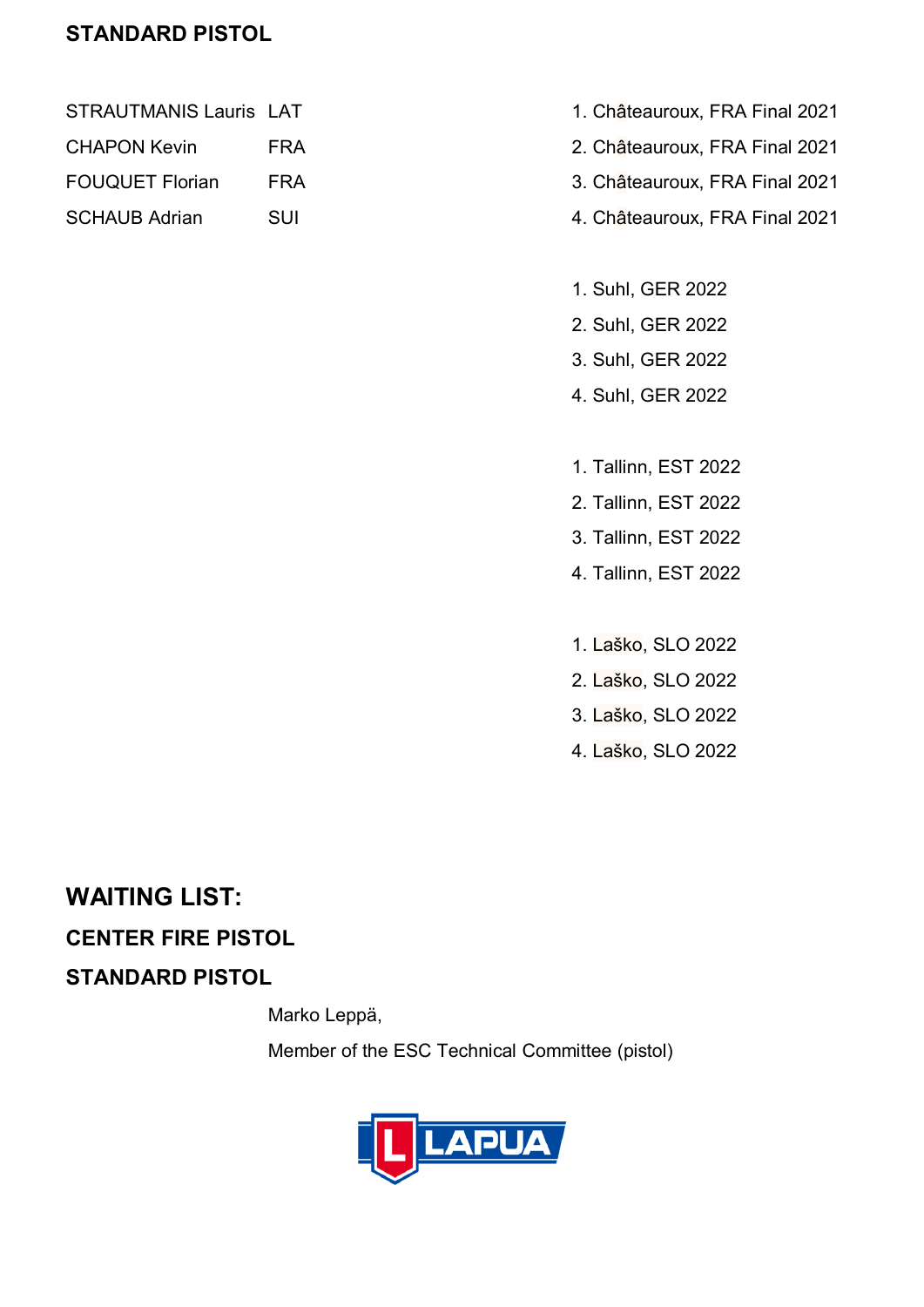**STANDARD PISTOL**

| | | |
|---|---|---|
| STRAUTMANIS Lauris | LAT | 1. Châteauroux, FRA Final 2021 |
| CHAPON Kevin | FRA | 2. Châteauroux, FRA Final 2021 |
| FOUQUET Florian | FRA | 3. Châteauroux, FRA Final 2021 |
| SCHAUB Adrian | SUI | 4. Châteauroux, FRA Final 2021 |
| | | |
| | | 1. Suhl, GER 2022 |
| | | 2. Suhl, GER 2022 |
| | | 3. Suhl, GER 2022 |
| | | 4. Suhl, GER 2022 |
| | | |
| | | 1. Tallinn, EST 2022 |
| | | 2. Tallinn, EST 2022 |
| | | 3. Tallinn, EST 2022 |
| | | 4. Tallinn, EST 2022 |
| | | |
| | | 1. Laško, SLO 2022 |
| | | 2. Laško, SLO 2022 |
| | | 3. Laško, SLO 2022 |
| | | 4. Laško, SLO 2022 |

## WAITING LIST:

**CENTER FIRE PISTOL**

**STANDARD PISTOL**

Marko Leppä,

Member of the ESC Technical Committee (pistol)

LAPUA